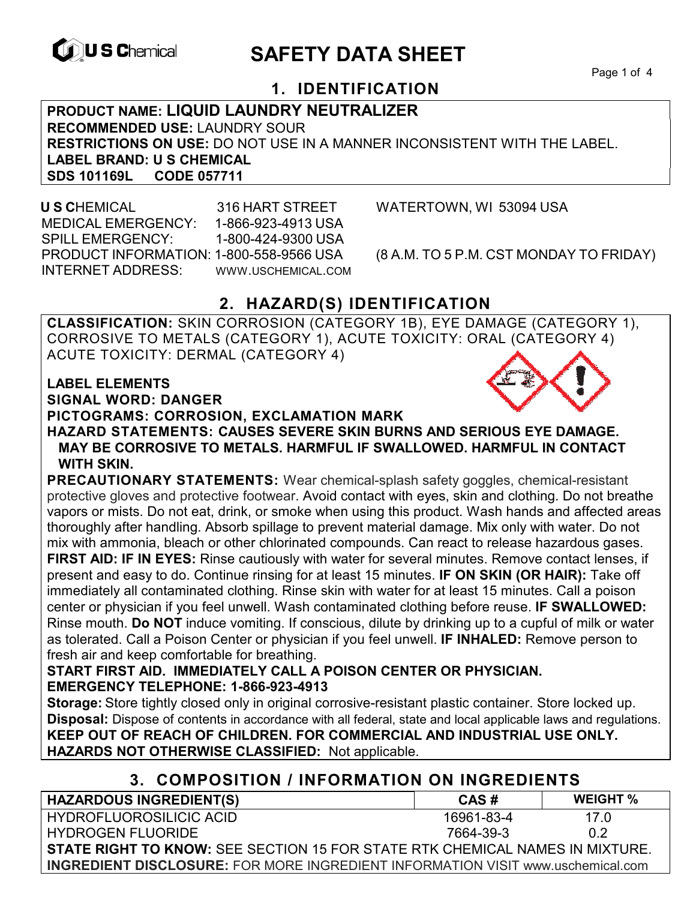U S Chemical

# SAFETY DATA SHEET

## 1. IDENTIFICATION

**PRODUCT NAME: LIQUID LAUNDRY NEUTRALIZER**
**RECOMMENDED USE:** LAUNDRY SOUR
**RESTRICTIONS ON USE:** DO NOT USE IN A MANNER INCONSISTENT WITH THE LABEL.
**LABEL BRAND: U S CHEMICAL**
**SDS 101169L CODE 057711**

**U S C**HEMICAL 316 HART STREET WATERTOWN, WI 53094 USA
MEDICAL EMERGENCY: 1-866-923-4913 USA
SPILL EMERGENCY: 1-800-424-9300 USA
PRODUCT INFORMATION: 1-800-558-9566 USA (8 A.M. TO 5 P.M. CST MONDAY TO FRIDAY)
INTERNET ADDRESS: WWW.USCHEMICAL.COM

## 2. HAZARD(S) IDENTIFICATION

**CLASSIFICATION:** SKIN CORROSION (CATEGORY 1B), EYE DAMAGE (CATEGORY 1), CORROSIVE TO METALS (CATEGORY 1), ACUTE TOXICITY: ORAL (CATEGORY 4) ACUTE TOXICITY: DERMAL (CATEGORY 4)

**LABEL ELEMENTS**
**SIGNAL WORD: DANGER**
**PICTOGRAMS: CORROSION, EXCLAMATION MARK**
**HAZARD STATEMENTS: CAUSES SEVERE SKIN BURNS AND SERIOUS EYE DAMAGE. MAY BE CORROSIVE TO METALS. HARMFUL IF SWALLOWED. HARMFUL IN CONTACT WITH SKIN.**

**PRECAUTIONARY STATEMENTS:** Wear chemical-splash safety goggles, chemical-resistant protective gloves and protective footwear. Avoid contact with eyes, skin and clothing. Do not breathe vapors or mists. Do not eat, drink, or smoke when using this product. Wash hands and affected areas thoroughly after handling. Absorb spillage to prevent material damage. Mix only with water. Do not mix with ammonia, bleach or other chlorinated compounds. Can react to release hazardous gases.
**FIRST AID: IF IN EYES:** Rinse cautiously with water for several minutes. Remove contact lenses, if present and easy to do. Continue rinsing for at least 15 minutes. **IF ON SKIN (OR HAIR):** Take off immediately all contaminated clothing. Rinse skin with water for at least 15 minutes. Call a poison center or physician if you feel unwell. Wash contaminated clothing before reuse. **IF SWALLOWED:** Rinse mouth. **Do NOT** induce vomiting. If conscious, dilute by drinking up to a cupful of milk or water as tolerated. Call a Poison Center or physician if you feel unwell. **IF INHALED:** Remove person to fresh air and keep comfortable for breathing.
**START FIRST AID. IMMEDIATELY CALL A POISON CENTER OR PHYSICIAN.**
**EMERGENCY TELEPHONE: 1-866-923-4913**
**Storage:** Store tightly closed only in original corrosive-resistant plastic container. Store locked up.
**Disposal:** Dispose of contents in accordance with all federal, state and local applicable laws and regulations.
**KEEP OUT OF REACH OF CHILDREN. FOR COMMERCIAL AND INDUSTRIAL USE ONLY.**
**HAZARDS NOT OTHERWISE CLASSIFIED:** Not applicable.

## 3. COMPOSITION / INFORMATION ON INGREDIENTS

| HAZARDOUS INGREDIENT(S) | CAS # | WEIGHT % |
|---|---|---|
| HYDROFLUOROSILICIC ACID | 16961-83-4 | 17.0 |
| HYDROGEN FLUORIDE | 7664-39-3 | 0.2 |

**STATE RIGHT TO KNOW:** SEE SECTION 15 FOR STATE RTK CHEMICAL NAMES IN MIXTURE.
**INGREDIENT DISCLOSURE:** FOR MORE INGREDIENT INFORMATION VISIT www.uschemical.com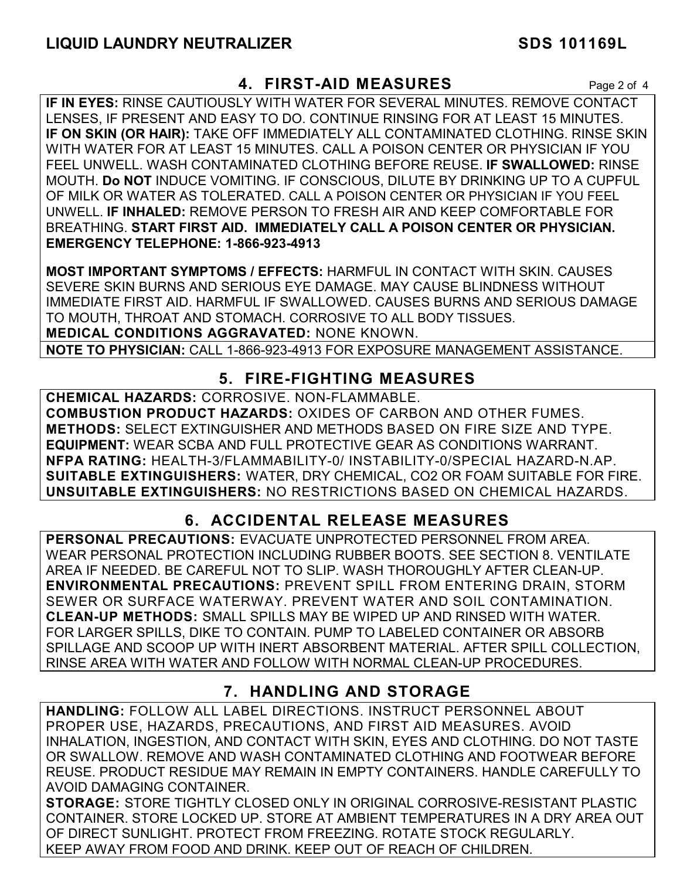## 4. FIRST-AID MEASURES

**IF IN EYES:** RINSE CAUTIOUSLY WITH WATER FOR SEVERAL MINUTES. REMOVE CONTACT LENSES, IF PRESENT AND EASY TO DO. CONTINUE RINSING FOR AT LEAST 15 MINUTES. **IF ON SKIN (OR HAIR):** TAKE OFF IMMEDIATELY ALL CONTAMINATED CLOTHING. RINSE SKIN WITH WATER FOR AT LEAST 15 MINUTES. CALL A POISON CENTER OR PHYSICIAN IF YOU FEEL UNWELL. WASH CONTAMINATED CLOTHING BEFORE REUSE. **IF SWALLOWED:** RINSE MOUTH. **Do NOT** INDUCE VOMITING. IF CONSCIOUS, DILUTE BY DRINKING UP TO A CUPFUL OF MILK OR WATER AS TOLERATED. CALL A POISON CENTER OR PHYSICIAN IF YOU FEEL UNWELL. **IF INHALED:** REMOVE PERSON TO FRESH AIR AND KEEP COMFORTABLE FOR BREATHING. **START FIRST AID. IMMEDIATELY CALL A POISON CENTER OR PHYSICIAN. EMERGENCY TELEPHONE: 1-866-923-4913**

**MOST IMPORTANT SYMPTOMS / EFFECTS:** HARMFUL IN CONTACT WITH SKIN. CAUSES SEVERE SKIN BURNS AND SERIOUS EYE DAMAGE. MAY CAUSE BLINDNESS WITHOUT IMMEDIATE FIRST AID. HARMFUL IF SWALLOWED. CAUSES BURNS AND SERIOUS DAMAGE TO MOUTH, THROAT AND STOMACH. CORROSIVE TO ALL BODY TISSUES.
**MEDICAL CONDITIONS AGGRAVATED:** NONE KNOWN.

**NOTE TO PHYSICIAN:** CALL 1-866-923-4913 FOR EXPOSURE MANAGEMENT ASSISTANCE.

## 5. FIRE-FIGHTING MEASURES

**CHEMICAL HAZARDS:** CORROSIVE. NON-FLAMMABLE.
**COMBUSTION PRODUCT HAZARDS:** OXIDES OF CARBON AND OTHER FUMES.
**METHODS:** SELECT EXTINGUISHER AND METHODS BASED ON FIRE SIZE AND TYPE.
**EQUIPMENT:** WEAR SCBA AND FULL PROTECTIVE GEAR AS CONDITIONS WARRANT.
**NFPA RATING:** HEALTH-3/FLAMMABILITY-0/ INSTABILITY-0/SPECIAL HAZARD-N.AP.
**SUITABLE EXTINGUISHERS:** WATER, DRY CHEMICAL, $CO_2$ OR FOAM SUITABLE FOR FIRE.
**UNSUITABLE EXTINGUISHERS:** NO RESTRICTIONS BASED ON CHEMICAL HAZARDS.

## 6. ACCIDENTAL RELEASE MEASURES

**PERSONAL PRECAUTIONS:** EVACUATE UNPROTECTED PERSONNEL FROM AREA. WEAR PERSONAL PROTECTION INCLUDING RUBBER BOOTS. SEE SECTION 8. VENTILATE AREA IF NEEDED. BE CAREFUL NOT TO SLIP. WASH THOROUGHLY AFTER CLEAN-UP.
**ENVIRONMENTAL PRECAUTIONS:** PREVENT SPILL FROM ENTERING DRAIN, STORM SEWER OR SURFACE WATERWAY. PREVENT WATER AND SOIL CONTAMINATION.
**CLEAN-UP METHODS:** SMALL SPILLS MAY BE WIPED UP AND RINSED WITH WATER. FOR LARGER SPILLS, DIKE TO CONTAIN. PUMP TO LABELED CONTAINER OR ABSORB SPILLAGE AND SCOOP UP WITH INERT ABSORBENT MATERIAL. AFTER SPILL COLLECTION, RINSE AREA WITH WATER AND FOLLOW WITH NORMAL CLEAN-UP PROCEDURES.

## 7. HANDLING AND STORAGE

**HANDLING:** FOLLOW ALL LABEL DIRECTIONS. INSTRUCT PERSONNEL ABOUT PROPER USE, HAZARDS, PRECAUTIONS, AND FIRST AID MEASURES. AVOID INHALATION, INGESTION, AND CONTACT WITH SKIN, EYES AND CLOTHING. DO NOT TASTE OR SWALLOW. REMOVE AND WASH CONTAMINATED CLOTHING AND FOOTWEAR BEFORE REUSE. PRODUCT RESIDUE MAY REMAIN IN EMPTY CONTAINERS. HANDLE CAREFULLY TO AVOID DAMAGING CONTAINER.
**STORAGE:** STORE TIGHTLY CLOSED ONLY IN ORIGINAL CORROSIVE-RESISTANT PLASTIC CONTAINER. STORE LOCKED UP. STORE AT AMBIENT TEMPERATURES IN A DRY AREA OUT OF DIRECT SUNLIGHT. PROTECT FROM FREEZING. ROTATE STOCK REGULARLY. KEEP AWAY FROM FOOD AND DRINK. KEEP OUT OF REACH OF CHILDREN.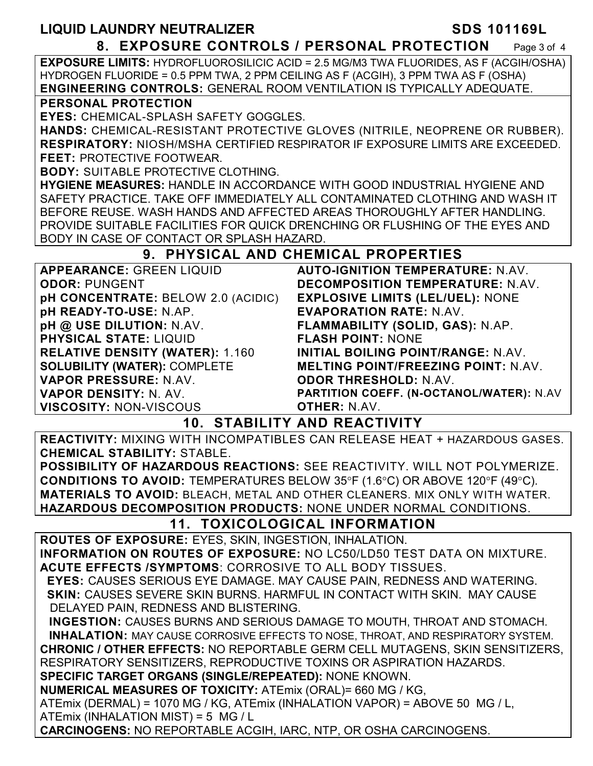## 8. EXPOSURE CONTROLS / PERSONAL PROTECTION

**EXPOSURE LIMITS:** HYDROFLUOROSILICIC ACID = 2.5 MG/M3 TWA FLUORIDES, AS F (ACGIH/OSHA)
HYDROGEN FLUORIDE = 0.5 PPM TWA, 2 PPM CEILING AS F (ACGIH), 3 PPM TWA AS F (OSHA)
**ENGINEERING CONTROLS:** GENERAL ROOM VENTILATION IS TYPICALLY ADEQUATE.

**PERSONAL PROTECTION**
**EYES:** CHEMICAL-SPLASH SAFETY GOGGLES.
**HANDS:** CHEMICAL-RESISTANT PROTECTIVE GLOVES (NITRILE, NEOPRENE OR RUBBER).
**RESPIRATORY:** NIOSH/MSHA CERTIFIED RESPIRATOR IF EXPOSURE LIMITS ARE EXCEEDED.
**FEET:** PROTECTIVE FOOTWEAR.
**BODY:** SUITABLE PROTECTIVE CLOTHING.
**HYGIENE MEASURES:** HANDLE IN ACCORDANCE WITH GOOD INDUSTRIAL HYGIENE AND SAFETY PRACTICE. TAKE OFF IMMEDIATELY ALL CONTAMINATED CLOTHING AND WASH IT BEFORE REUSE. WASH HANDS AND AFFECTED AREAS THOROUGHLY AFTER HANDLING. PROVIDE SUITABLE FACILITIES FOR QUICK DRENCHING OR FLUSHING OF THE EYES AND BODY IN CASE OF CONTACT OR SPLASH HAZARD.

## 9. PHYSICAL AND CHEMICAL PROPERTIES

**APPEARANCE:** GREEN LIQUID
**ODOR:** PUNGENT
**pH CONCENTRATE:** BELOW 2.0 (ACIDIC)
**pH READY-TO-USE:** N.AP.
**pH @ USE DILUTION:** N.AV.
**PHYSICAL STATE:** LIQUID
**RELATIVE DENSITY (WATER):** 1.160
**SOLUBILITY (WATER):** COMPLETE
**VAPOR PRESSURE:** N.AV.
**VAPOR DENSITY:** N. AV.
**VISCOSITY:** NON-VISCOUS
**AUTO-IGNITION TEMPERATURE:** N.AV.
**DECOMPOSITION TEMPERATURE:** N.AV.
**EXPLOSIVE LIMITS (LEL/UEL):** NONE
**EVAPORATION RATE:** N.AV.
**FLAMMABILITY (SOLID, GAS):** N.AP.
**FLASH POINT:** NONE
**INITIAL BOILING POINT/RANGE:** N.AV.
**MELTING POINT/FREEZING POINT:** N.AV.
**ODOR THRESHOLD:** N.AV.
**PARTITION COEFF. (N-OCTANOL/WATER):** N.AV
**OTHER:** N.AV.

## 10. STABILITY AND REACTIVITY

**REACTIVITY:** MIXING WITH INCOMPATIBLES CAN RELEASE HEAT + HAZARDOUS GASES.
**CHEMICAL STABILITY:** STABLE.
**POSSIBILITY OF HAZARDOUS REACTIONS:** SEE REACTIVITY. WILL NOT POLYMERIZE.
**CONDITIONS TO AVOID:** TEMPERATURES BELOW 35°F (1.6°C) OR ABOVE 120°F (49°C).
**MATERIALS TO AVOID:** BLEACH, METAL AND OTHER CLEANERS. MIX ONLY WITH WATER.
**HAZARDOUS DECOMPOSITION PRODUCTS:** NONE UNDER NORMAL CONDITIONS.

## 11. TOXICOLOGICAL INFORMATION

**ROUTES OF EXPOSURE:** EYES, SKIN, INGESTION, INHALATION.
**INFORMATION ON ROUTES OF EXPOSURE:** NO LC50/LD50 TEST DATA ON MIXTURE.
**ACUTE EFFECTS /SYMPTOMS**: CORROSIVE TO ALL BODY TISSUES.
**EYES:** CAUSES SERIOUS EYE DAMAGE. MAY CAUSE PAIN, REDNESS AND WATERING.
**SKIN:** CAUSES SEVERE SKIN BURNS. HARMFUL IN CONTACT WITH SKIN. MAY CAUSE DELAYED PAIN, REDNESS AND BLISTERING.
**INGESTION:** CAUSES BURNS AND SERIOUS DAMAGE TO MOUTH, THROAT AND STOMACH.
**INHALATION:** MAY CAUSE CORROSIVE EFFECTS TO NOSE, THROAT, AND RESPIRATORY SYSTEM.
**CHRONIC / OTHER EFFECTS:** NO REPORTABLE GERM CELL MUTAGENS, SKIN SENSITIZERS, RESPIRATORY SENSITIZERS, REPRODUCTIVE TOXINS OR ASPIRATION HAZARDS.
**SPECIFIC TARGET ORGANS (SINGLE/REPEATED):** NONE KNOWN.
**NUMERICAL MEASURES OF TOXICITY:** ATEmix (ORAL)= 660 MG / KG, ATEmix (DERMAL) = 1070 MG / KG, ATEmix (INHALATION VAPOR) = ABOVE 50 MG / L, ATEmix (INHALATION MIST) = 5 MG / L
**CARCINOGENS:** NO REPORTABLE ACGIH, IARC, NTP, OR OSHA CARCINOGENS.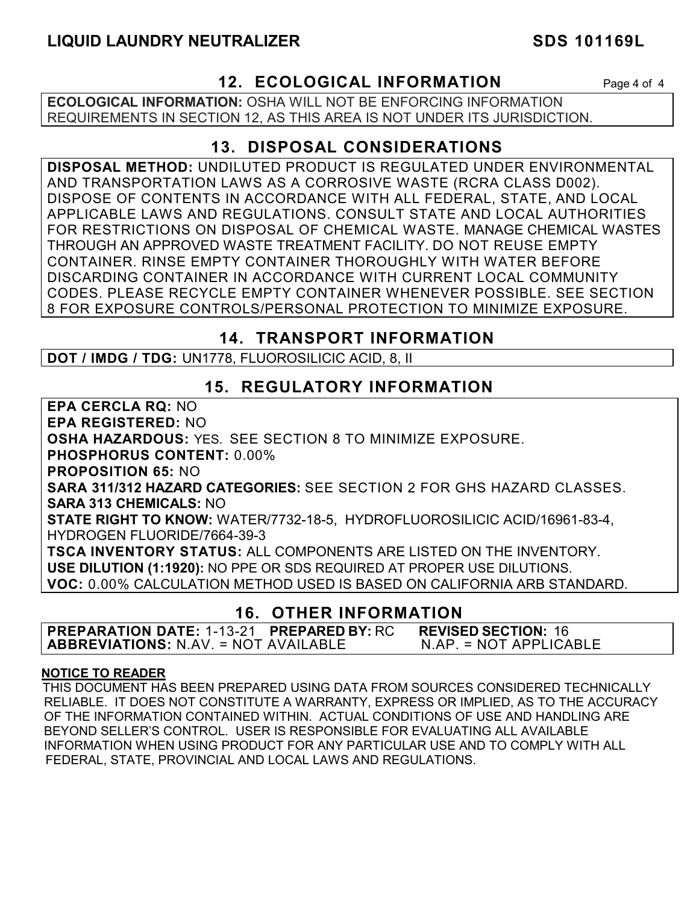## 12. ECOLOGICAL INFORMATION

**ECOLOGICAL INFORMATION:** OSHA WILL NOT BE ENFORCING INFORMATION REQUIREMENTS IN SECTION 12, AS THIS AREA IS NOT UNDER ITS JURISDICTION.

## 13. DISPOSAL CONSIDERATIONS

**DISPOSAL METHOD:** UNDILUTED PRODUCT IS REGULATED UNDER ENVIRONMENTAL AND TRANSPORTATION LAWS AS A CORROSIVE WASTE (RCRA CLASS D002). DISPOSE OF CONTENTS IN ACCORDANCE WITH ALL FEDERAL, STATE, AND LOCAL APPLICABLE LAWS AND REGULATIONS. CONSULT STATE AND LOCAL AUTHORITIES FOR RESTRICTIONS ON DISPOSAL OF CHEMICAL WASTE. MANAGE CHEMICAL WASTES THROUGH AN APPROVED WASTE TREATMENT FACILITY. DO NOT REUSE EMPTY CONTAINER. RINSE EMPTY CONTAINER THOROUGHLY WITH WATER BEFORE DISCARDING CONTAINER IN ACCORDANCE WITH CURRENT LOCAL COMMUNITY CODES. PLEASE RECYCLE EMPTY CONTAINER WHENEVER POSSIBLE. SEE SECTION 8 FOR EXPOSURE CONTROLS/PERSONAL PROTECTION TO MINIMIZE EXPOSURE.

## 14. TRANSPORT INFORMATION

**DOT / IMDG / TDG:** UN1778, FLUOROSILICIC ACID, 8, II

## 15. REGULATORY INFORMATION

**EPA CERCLA RQ:** NO
**EPA REGISTERED:** NO
**OSHA HAZARDOUS:** YES. SEE SECTION 8 TO MINIMIZE EXPOSURE.
**PHOSPHORUS CONTENT:** 0.00%
**PROPOSITION 65:** NO
**SARA 311/312 HAZARD CATEGORIES:** SEE SECTION 2 FOR GHS HAZARD CLASSES.
**SARA 313 CHEMICALS:** NO
**STATE RIGHT TO KNOW:** WATER/7732-18-5, HYDROFLUOROSILICIC ACID/16961-83-4, HYDROGEN FLUORIDE/7664-39-3
**TSCA INVENTORY STATUS:** ALL COMPONENTS ARE LISTED ON THE INVENTORY.
**USE DILUTION (1:1920):** NO PPE OR SDS REQUIRED AT PROPER USE DILUTIONS.
**VOC:** 0.00% CALCULATION METHOD USED IS BASED ON CALIFORNIA ARB STANDARD.

## 16. OTHER INFORMATION

**PREPARATION DATE:** 1-13-21 **PREPARED BY:** RC **REVISED SECTION:** 16
**ABBREVIATIONS:** N.AV. = NOT AVAILABLE N.AP. = NOT APPLICABLE

**NOTICE TO READER**

THIS DOCUMENT HAS BEEN PREPARED USING DATA FROM SOURCES CONSIDERED TECHNICALLY RELIABLE. IT DOES NOT CONSTITUTE A WARRANTY, EXPRESS OR IMPLIED, AS TO THE ACCURACY OF THE INFORMATION CONTAINED WITHIN. ACTUAL CONDITIONS OF USE AND HANDLING ARE BEYOND SELLER'S CONTROL. USER IS RESPONSIBLE FOR EVALUATING ALL AVAILABLE INFORMATION WHEN USING PRODUCT FOR ANY PARTICULAR USE AND TO COMPLY WITH ALL FEDERAL, STATE, PROVINCIAL AND LOCAL LAWS AND REGULATIONS.